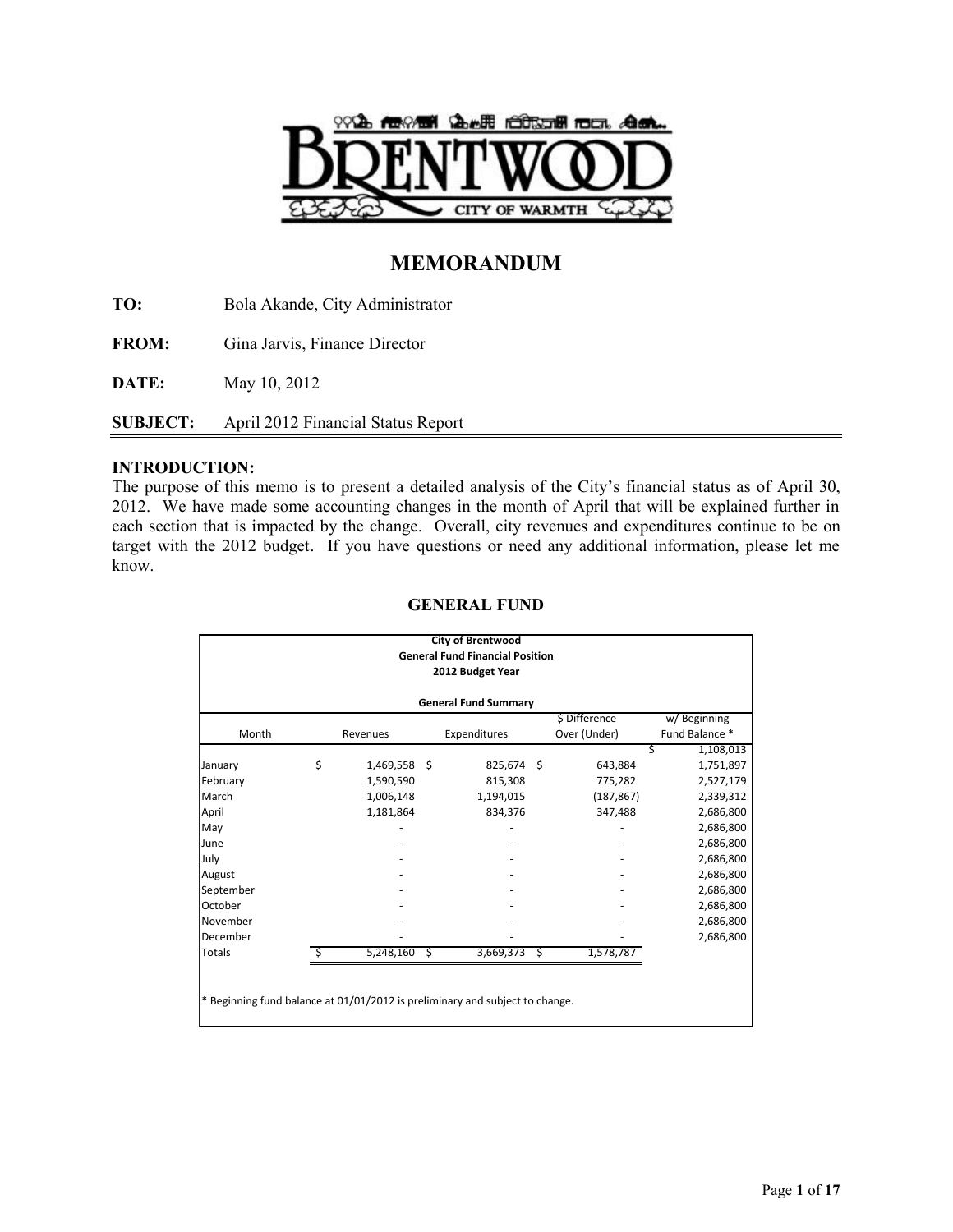# MEMORANDUM

**TO:** Bola Akande, City Administrator

**FROM:** Gina Jarvis, Finance Director

**DATE:** May 10, 2012

**SUBJECT:** April 2012 Financial Status Report

## INTRODUCTION:

The purpose of this memo is to present a detailed analysis of the City's financial status as of April 30, 2012. We have made some accounting changes in the month of April that will be explained further in each section that is impacted by the change. Overall, city revenues and expenditures continue to be on target with the 2012 budget. If you have questions or need any additional information, please let me know.

## GENERAL FUND

**City of Brentwood**
**General Fund Financial Position**
**2012 Budget Year**

**General Fund Summary**

| Month | Revenues | Expenditures | $ Difference Over (Under) | w/ Beginning Fund Balance * |
|---|---|---|---|---|
| | | | | $ 1,108,013 |
| January | $ 1,469,558 | $ 825,674 | $ 643,884 | 1,751,897 |
| February | 1,590,590 | 815,308 | 775,282 | 2,527,179 |
| March | 1,006,148 | 1,194,015 | (187,867) | 2,339,312 |
| April | 1,181,864 | 834,376 | 347,488 | 2,686,800 |
| May | - | - | - | 2,686,800 |
| June | - | - | - | 2,686,800 |
| July | - | - | - | 2,686,800 |
| August | - | - | - | 2,686,800 |
| September | - | - | - | 2,686,800 |
| October | - | - | - | 2,686,800 |
| November | - | - | - | 2,686,800 |
| December | - | - | - | 2,686,800 |
| Totals | $ 5,248,160 | $ 3,669,373 | $ 1,578,787 | |

\* Beginning fund balance at 01/01/2012 is preliminary and subject to change.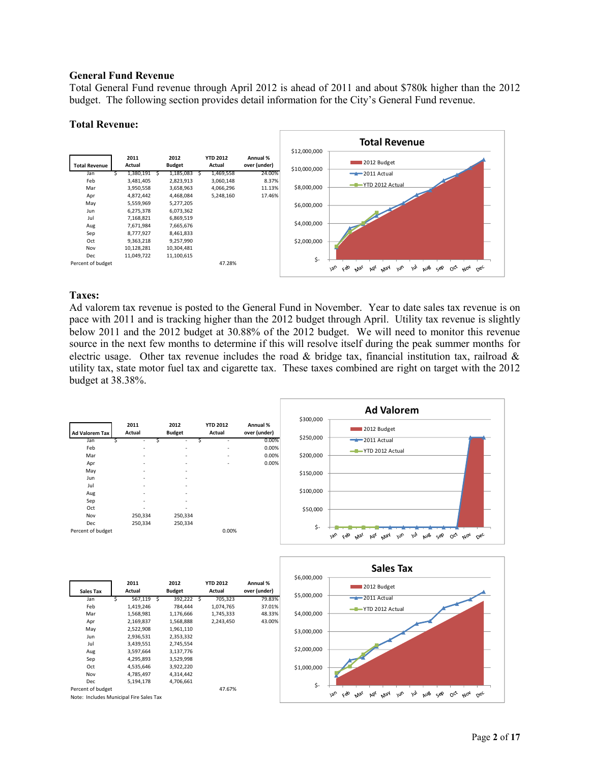## General Fund Revenue

Total General Fund revenue through April 2012 is ahead of 2011 and about $780k higher than the 2012 budget. The following section provides detail information for the City's General Fund revenue.

### Total Revenue:

| Total Revenue | 2011 Actual | 2012 Budget | YTD 2012 Actual | Annual % over (under) |
|---|---|---|---|---|
| Jan | $ 1,380,191 | $ 1,185,083 | $ 1,469,558 | 24.00% |
| Feb | 3,481,405 | 2,823,913 | 3,060,148 | 8.37% |
| Mar | 3,950,558 | 3,658,963 | 4,066,296 | 11.13% |
| Apr | 4,872,442 | 4,468,084 | 5,248,160 | 17.46% |
| May | 5,559,969 | 5,277,205 | | |
| Jun | 6,275,378 | 6,073,362 | | |
| Jul | 7,168,821 | 6,869,519 | | |
| Aug | 7,671,984 | 7,665,676 | | |
| Sep | 8,777,927 | 8,461,833 | | |
| Oct | 9,363,218 | 9,257,990 | | |
| Nov | 10,128,281 | 10,304,481 | | |
| Dec | 11,049,722 | 11,100,615 | | |
| Percent of budget | | | 47.28% | |

### Taxes:

Ad valorem tax revenue is posted to the General Fund in November. Year to date sales tax revenue is on pace with 2011 and is tracking higher than the 2012 budget through April. Utility tax revenue is slightly below 2011 and the 2012 budget at 30.88% of the 2012 budget. We will need to monitor this revenue source in the next few months to determine if this will resolve itself during the peak summer months for electric usage. Other tax revenue includes the road & bridge tax, financial institution tax, railroad & utility tax, state motor fuel tax and cigarette tax. These taxes combined are right on target with the 2012 budget at 38.38%.

| Ad Valorem Tax | 2011 Actual | 2012 Budget | YTD 2012 Actual | Annual % over (under) |
|---|---|---|---|---|
| Jan | $ - | $ - | $ - | 0.00% |
| Feb | - | - | - | 0.00% |
| Mar | - | - | - | 0.00% |
| Apr | - | - | - | 0.00% |
| May | - | - | | |
| Jun | - | - | | |
| Jul | - | - | | |
| Aug | - | - | | |
| Sep | - | - | | |
| Oct | - | - | | |
| Nov | 250,334 | 250,334 | | |
| Dec | 250,334 | 250,334 | | |
| Percent of budget | | | 0.00% | |

| Sales Tax | 2011 Actual | 2012 Budget | YTD 2012 Actual | Annual % over (under) |
|---|---|---|---|---|
| Jan | $ 567,119 | $ 392,222 | $ 705,323 | 79.83% |
| Feb | 1,419,246 | 784,444 | 1,074,765 | 37.01% |
| Mar | 1,568,981 | 1,176,666 | 1,745,333 | 48.33% |
| Apr | 2,169,837 | 1,568,888 | 2,243,450 | 43.00% |
| May | 2,522,908 | 1,961,110 | | |
| Jun | 2,936,531 | 2,353,332 | | |
| Jul | 3,439,551 | 2,745,554 | | |
| Aug | 3,597,664 | 3,137,776 | | |
| Sep | 4,295,893 | 3,529,998 | | |
| Oct | 4,535,646 | 3,922,220 | | |
| Nov | 4,785,497 | 4,314,442 | | |
| Dec | 5,194,178 | 4,706,661 | | |
| Percent of budget | | | 47.67% | |

Note: Includes Municipal Fire Sales Tax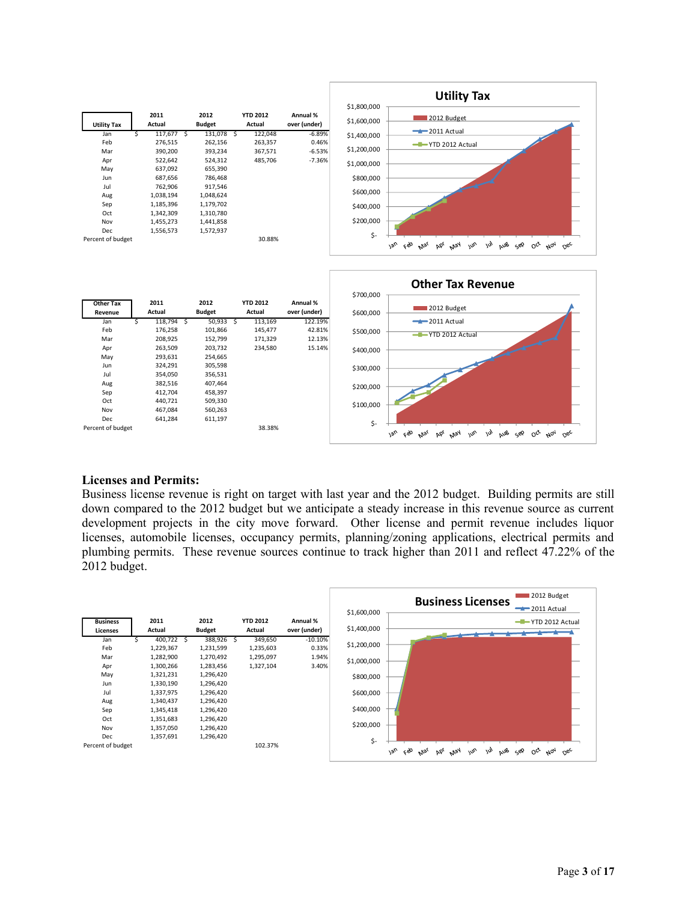| Utility Tax | 2011 Actual | 2012 Budget | YTD 2012 Actual | Annual % over (under) |
|---|---|---|---|---|
| Jan | $ 117,677 | $ 131,078 | $ 122,048 | -6.89% |
| Feb | 276,515 | 262,156 | 263,357 | 0.46% |
| Mar | 390,200 | 393,234 | 367,571 | -6.53% |
| Apr | 522,642 | 524,312 | 485,706 | -7.36% |
| May | 637,092 | 655,390 | | |
| Jun | 687,656 | 786,468 | | |
| Jul | 762,906 | 917,546 | | |
| Aug | 1,038,194 | 1,048,624 | | |
| Sep | 1,185,396 | 1,179,702 | | |
| Oct | 1,342,309 | 1,310,780 | | |
| Nov | 1,455,273 | 1,441,858 | | |
| Dec | 1,556,573 | 1,572,937 | | |
| Percent of budget | | | 30.88% | |

| Other Tax Revenue | 2011 Actual | 2012 Budget | YTD 2012 Actual | Annual % over (under) |
|---|---|---|---|---|
| Jan | $ 118,794 | $ 50,933 | $ 113,169 | 122.19% |
| Feb | 176,258 | 101,866 | 145,477 | 42.81% |
| Mar | 208,925 | 152,799 | 171,329 | 12.13% |
| Apr | 263,509 | 203,732 | 234,580 | 15.14% |
| May | 293,631 | 254,665 | | |
| Jun | 324,291 | 305,598 | | |
| Jul | 354,050 | 356,531 | | |
| Aug | 382,516 | 407,464 | | |
| Sep | 412,704 | 458,397 | | |
| Oct | 440,721 | 509,330 | | |
| Nov | 467,084 | 560,263 | | |
| Dec | 641,284 | 611,197 | | |
| Percent of budget | | | 38.38% | |

## Licenses and Permits:

Business license revenue is right on target with last year and the 2012 budget. Building permits are still down compared to the 2012 budget but we anticipate a steady increase in this revenue source as current development projects in the city move forward. Other license and permit revenue includes liquor licenses, automobile licenses, occupancy permits, planning/zoning applications, electrical permits and plumbing permits. These revenue sources continue to track higher than 2011 and reflect 47.22% of the 2012 budget.

| Business Licenses | 2011 Actual | 2012 Budget | YTD 2012 Actual | Annual % over (under) |
|---|---|---|---|---|
| Jan | $ 400,722 | $ 388,926 | $ 349,650 | -10.10% |
| Feb | 1,229,367 | 1,231,599 | 1,235,603 | 0.33% |
| Mar | 1,282,900 | 1,270,492 | 1,295,097 | 1.94% |
| Apr | 1,300,266 | 1,283,456 | 1,327,104 | 3.40% |
| May | 1,321,231 | 1,296,420 | | |
| Jun | 1,330,190 | 1,296,420 | | |
| Jul | 1,337,975 | 1,296,420 | | |
| Aug | 1,340,437 | 1,296,420 | | |
| Sep | 1,345,418 | 1,296,420 | | |
| Oct | 1,351,683 | 1,296,420 | | |
| Nov | 1,357,050 | 1,296,420 | | |
| Dec | 1,357,691 | 1,296,420 | | |
| Percent of budget | | | 102.37% | |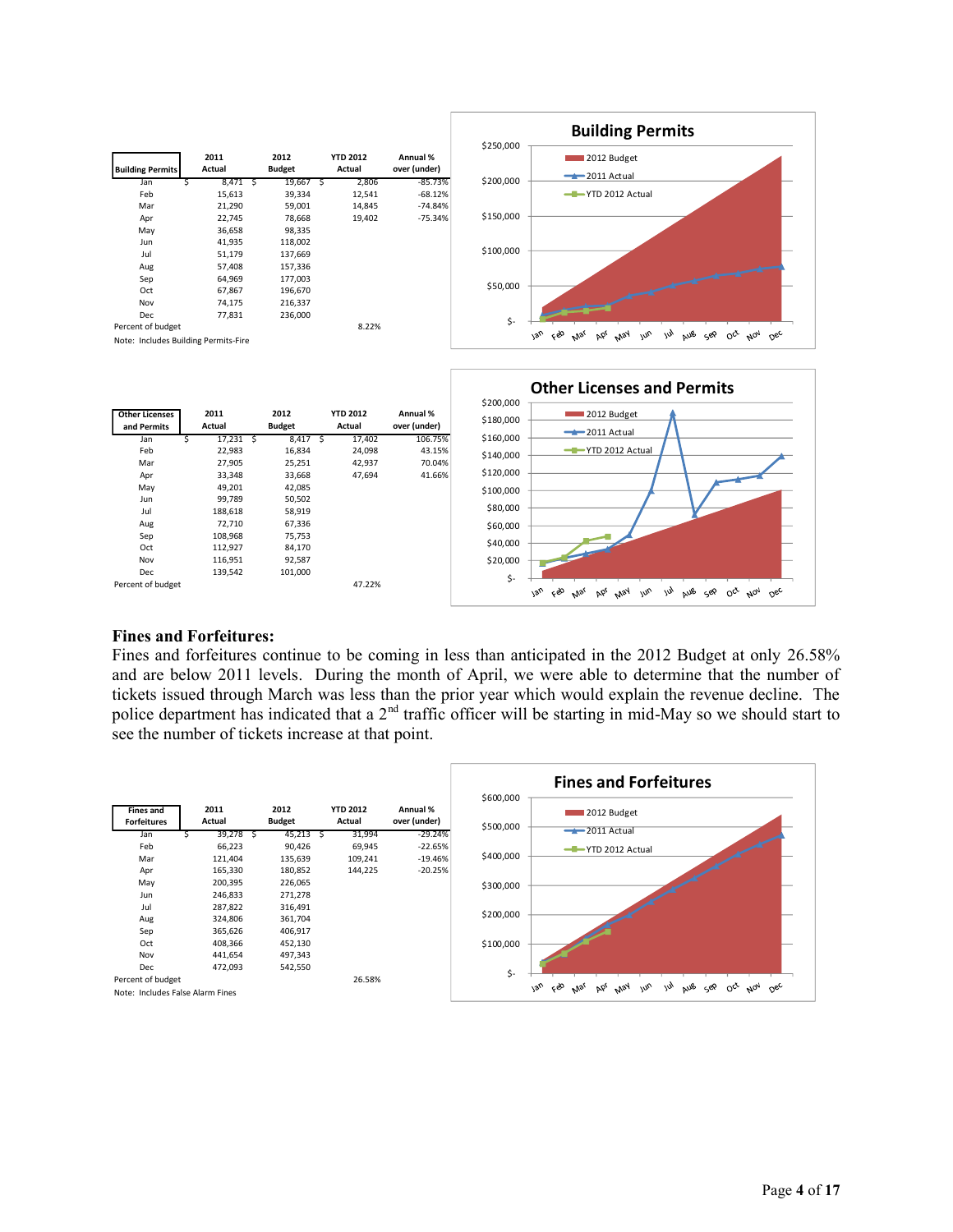| Building Permits | 2011 Actual | 2012 Budget | YTD 2012 Actual | Annual % over (under) |
|---|---|---|---|---|
| Jan | $ 8,471 | $ 19,667 | $ 2,806 | -85.73% |
| Feb | 15,613 | 39,334 | 12,541 | -68.12% |
| Mar | 21,290 | 59,001 | 14,845 | -74.84% |
| Apr | 22,745 | 78,668 | 19,402 | -75.34% |
| May | 36,658 | 98,335 | | |
| Jun | 41,935 | 118,002 | | |
| Jul | 51,179 | 137,669 | | |
| Aug | 57,408 | 157,336 | | |
| Sep | 64,969 | 177,003 | | |
| Oct | 67,867 | 196,670 | | |
| Nov | 74,175 | 216,337 | | |
| Dec | 77,831 | 236,000 | | |
| Percent of budget | | | 8.22% | |

Note: Includes Building Permits-Fire

| Other Licenses and Permits | 2011 Actual | 2012 Budget | YTD 2012 Actual | Annual % over (under) |
|---|---|---|---|---|
| Jan | $ 17,231 | $ 8,417 | $ 17,402 | 106.75% |
| Feb | 22,983 | 16,834 | 24,098 | 43.15% |
| Mar | 27,905 | 25,251 | 42,937 | 70.04% |
| Apr | 33,348 | 33,668 | 47,694 | 41.66% |
| May | 49,201 | 42,085 | | |
| Jun | 99,789 | 50,502 | | |
| Jul | 188,618 | 58,919 | | |
| Aug | 72,710 | 67,336 | | |
| Sep | 108,968 | 75,753 | | |
| Oct | 112,927 | 84,170 | | |
| Nov | 116,951 | 92,587 | | |
| Dec | 139,542 | 101,000 | | |
| Percent of budget | | | 47.22% | |

## Fines and Forfeitures:

Fines and forfeitures continue to be coming in less than anticipated in the 2012 Budget at only 26.58% and are below 2011 levels. During the month of April, we were able to determine that the number of tickets issued through March was less than the prior year which would explain the revenue decline. The police department has indicated that a 2nd traffic officer will be starting in mid-May so we should start to see the number of tickets increase at that point.

| Fines and Forfeitures | 2011 Actual | 2012 Budget | YTD 2012 Actual | Annual % over (under) |
|---|---|---|---|---|
| Jan | $ 39,278 | $ 45,213 | $ 31,994 | -29.24% |
| Feb | 66,223 | 90,426 | 69,945 | -22.65% |
| Mar | 121,404 | 135,639 | 109,241 | -19.46% |
| Apr | 165,330 | 180,852 | 144,225 | -20.25% |
| May | 200,395 | 226,065 | | |
| Jun | 246,833 | 271,278 | | |
| Jul | 287,822 | 316,491 | | |
| Aug | 324,806 | 361,704 | | |
| Sep | 365,626 | 406,917 | | |
| Oct | 408,366 | 452,130 | | |
| Nov | 441,654 | 497,343 | | |
| Dec | 472,093 | 542,550 | | |
| Percent of budget | | | 26.58% | |

Note: Includes False Alarm Fines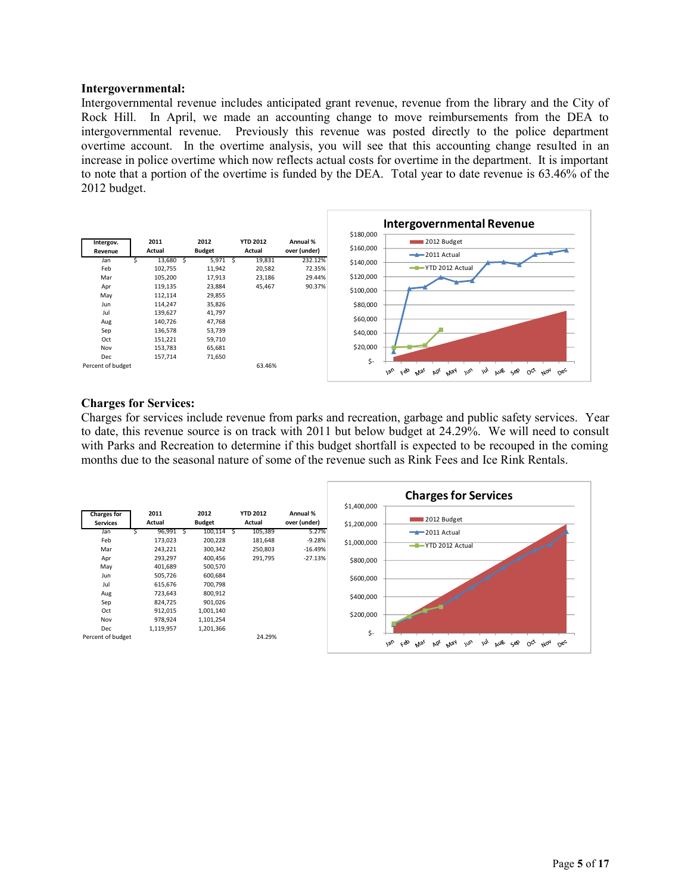### Intergovernmental:

Intergovernmental revenue includes anticipated grant revenue, revenue from the library and the City of Rock Hill. In April, we made an accounting change to move reimbursements from the DEA to intergovernmental revenue. Previously this revenue was posted directly to the police department overtime account. In the overtime analysis, you will see that this accounting change resulted in an increase in police overtime which now reflects actual costs for overtime in the department. It is important to note that a portion of the overtime is funded by the DEA. Total year to date revenue is 63.46% of the 2012 budget.

| Intergov. Revenue | 2011 Actual | 2012 Budget | YTD 2012 Actual | Annual % over (under) |
|---|---|---|---|---|
| Jan | $ 13,680 | $ 5,971 | $ 19,831 | 232.12% |
| Feb | 102,755 | 11,942 | 20,582 | 72.35% |
| Mar | 105,200 | 17,913 | 23,186 | 29.44% |
| Apr | 119,135 | 23,884 | 45,467 | 90.37% |
| May | 112,114 | 29,855 | | |
| Jun | 114,247 | 35,826 | | |
| Jul | 139,627 | 41,797 | | |
| Aug | 140,726 | 47,768 | | |
| Sep | 136,578 | 53,739 | | |
| Oct | 151,221 | 59,710 | | |
| Nov | 153,783 | 65,681 | | |
| Dec | 157,714 | 71,650 | | |
| Percent of budget | | | 63.46% | |

### Charges for Services:

Charges for services include revenue from parks and recreation, garbage and public safety services. Year to date, this revenue source is on track with 2011 but below budget at 24.29%. We will need to consult with Parks and Recreation to determine if this budget shortfall is expected to be recouped in the coming months due to the seasonal nature of some of the revenue such as Rink Fees and Ice Rink Rentals.

| Charges for Services | 2011 Actual | 2012 Budget | YTD 2012 Actual | Annual % over (under) |
|---|---|---|---|---|
| Jan | $ 96,991 | $ 100,114 | $ 105,389 | 5.27% |
| Feb | 173,023 | 200,228 | 181,648 | -9.28% |
| Mar | 243,221 | 300,342 | 250,803 | -16.49% |
| Apr | 293,297 | 400,456 | 291,795 | -27.13% |
| May | 401,689 | 500,570 | | |
| Jun | 505,726 | 600,684 | | |
| Jul | 615,676 | 700,798 | | |
| Aug | 723,643 | 800,912 | | |
| Sep | 824,725 | 901,026 | | |
| Oct | 912,015 | 1,001,140 | | |
| Nov | 978,924 | 1,101,254 | | |
| Dec | 1,119,957 | 1,201,366 | | |
| Percent of budget | | | 24.29% | |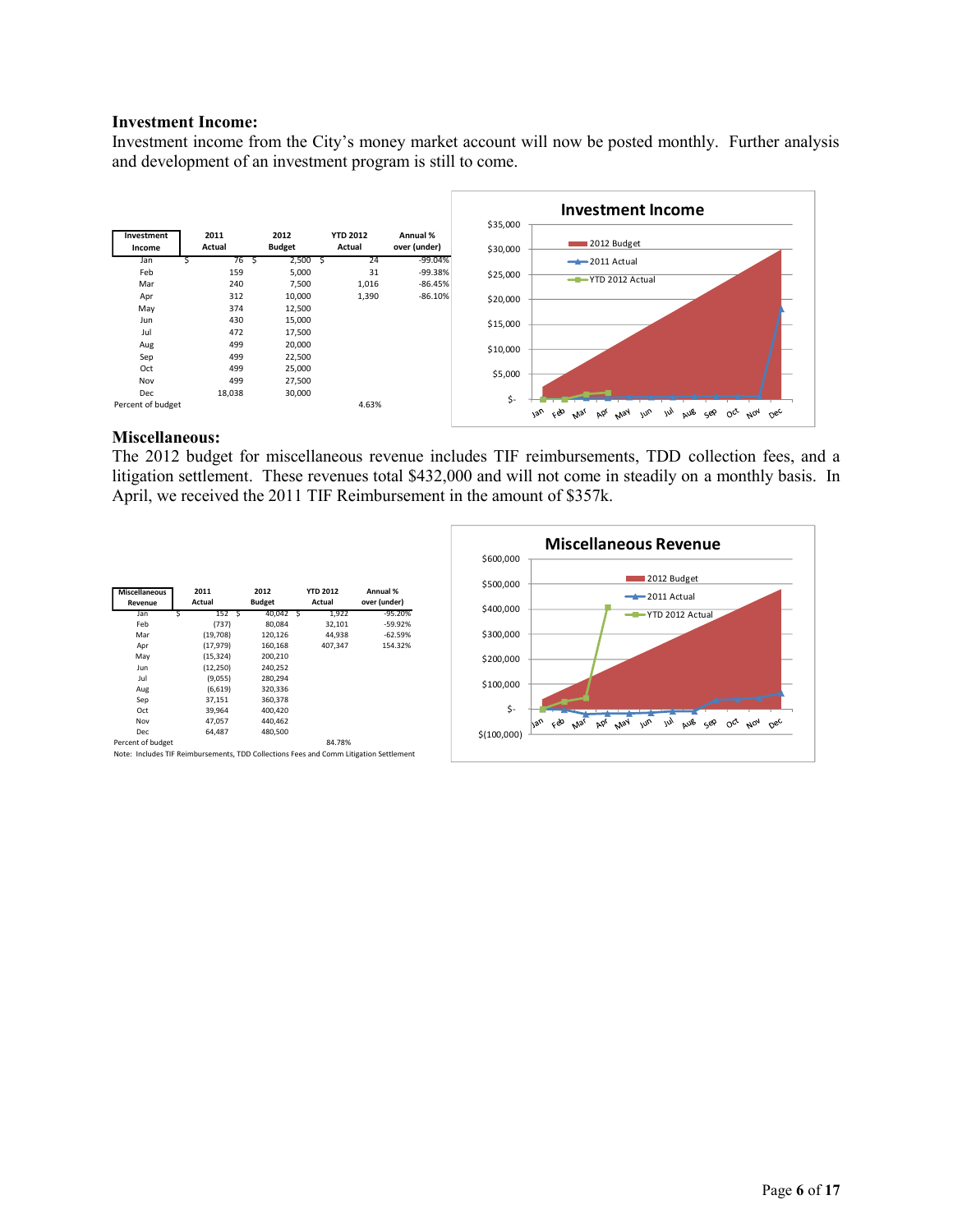## Investment Income:

Investment income from the City's money market account will now be posted monthly. Further analysis and development of an investment program is still to come.

| Investment Income | 2011 Actual | 2012 Budget | YTD 2012 Actual | Annual % over (under) |
|---|---|---|---|---|
| Jan | $ 76 | $ 2,500 | $ 24 | -99.04% |
| Feb | 159 | 5,000 | 31 | -99.38% |
| Mar | 240 | 7,500 | 1,016 | -86.45% |
| Apr | 312 | 10,000 | 1,390 | -86.10% |
| May | 374 | 12,500 | | |
| Jun | 430 | 15,000 | | |
| Jul | 472 | 17,500 | | |
| Aug | 499 | 20,000 | | |
| Sep | 499 | 22,500 | | |
| Oct | 499 | 25,000 | | |
| Nov | 499 | 27,500 | | |
| Dec | 18,038 | 30,000 | | |
| Percent of budget | | | 4.63% | |

## Miscellaneous:

The 2012 budget for miscellaneous revenue includes TIF reimbursements, TDD collection fees, and a litigation settlement. These revenues total $432,000 and will not come in steadily on a monthly basis. In April, we received the 2011 TIF Reimbursement in the amount of $357k.

| Miscellaneous Revenue | 2011 Actual | 2012 Budget | YTD 2012 Actual | Annual % over (under) |
|---|---|---|---|---|
| Jan | $ 152 | $ 40,042 | $ 1,922 | -95.20% |
| Feb | (737) | 80,084 | 32,101 | -59.92% |
| Mar | (19,708) | 120,126 | 44,938 | -62.59% |
| Apr | (17,979) | 160,168 | 407,347 | 154.32% |
| May | (15,324) | 200,210 | | |
| Jun | (12,250) | 240,252 | | |
| Jul | (9,055) | 280,294 | | |
| Aug | (6,619) | 320,336 | | |
| Sep | 37,151 | 360,378 | | |
| Oct | 39,964 | 400,420 | | |
| Nov | 47,057 | 440,462 | | |
| Dec | 64,487 | 480,500 | | |
| Percent of budget | | | 84.78% | |

Note: Includes TIF Reimbursements, TDD Collections Fees and Comm Litigation Settlement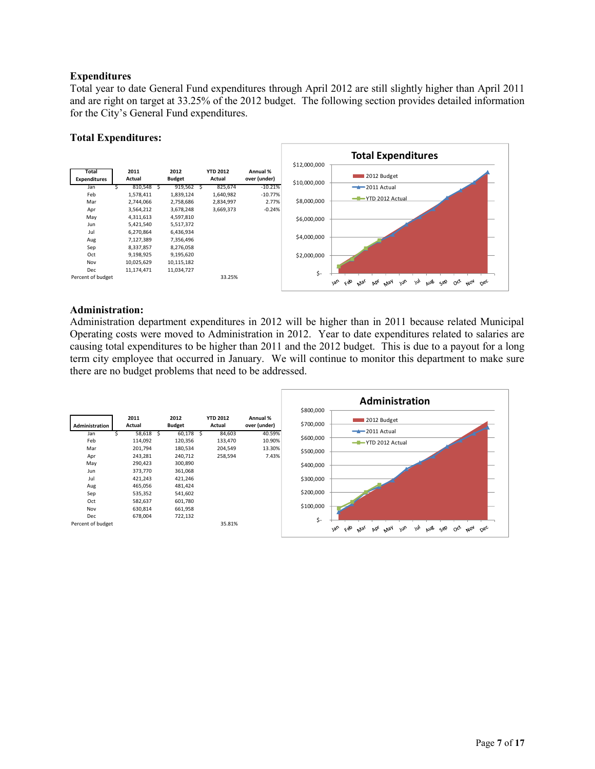## Expenditures

Total year to date General Fund expenditures through April 2012 are still slightly higher than April 2011 and are right on target at 33.25% of the 2012 budget. The following section provides detailed information for the City's General Fund expenditures.

### Total Expenditures:

| Total Expenditures | 2011 Actual | 2012 Budget | YTD 2012 Actual | Annual % over (under) |
|---|---|---|---|---|
| Jan | $ 810,548 | $ 919,562 | $ 825,674 | -10.21% |
| Feb | 1,578,411 | 1,839,124 | 1,640,982 | -10.77% |
| Mar | 2,744,066 | 2,758,686 | 2,834,997 | 2.77% |
| Apr | 3,564,212 | 3,678,248 | 3,669,373 | -0.24% |
| May | 4,311,613 | 4,597,810 | | |
| Jun | 5,421,540 | 5,517,372 | | |
| Jul | 6,270,864 | 6,436,934 | | |
| Aug | 7,127,389 | 7,356,496 | | |
| Sep | 8,337,857 | 8,276,058 | | |
| Oct | 9,198,925 | 9,195,620 | | |
| Nov | 10,025,629 | 10,115,182 | | |
| Dec | 11,174,471 | 11,034,727 | | |
| Percent of budget | | | 33.25% | |

### Administration:

Administration department expenditures in 2012 will be higher than in 2011 because related Municipal Operating costs were moved to Administration in 2012. Year to date expenditures related to salaries are causing total expenditures to be higher than 2011 and the 2012 budget. This is due to a payout for a long term city employee that occurred in January. We will continue to monitor this department to make sure there are no budget problems that need to be addressed.

| Administration | 2011 Actual | 2012 Budget | YTD 2012 Actual | Annual % over (under) |
|---|---|---|---|---|
| Jan | $ 58,618 | $ 60,178 | $ 84,603 | 40.59% |
| Feb | 114,092 | 120,356 | 133,470 | 10.90% |
| Mar | 201,794 | 180,534 | 204,549 | 13.30% |
| Apr | 243,281 | 240,712 | 258,594 | 7.43% |
| May | 290,423 | 300,890 | | |
| Jun | 373,770 | 361,068 | | |
| Jul | 421,243 | 421,246 | | |
| Aug | 465,056 | 481,424 | | |
| Sep | 535,352 | 541,602 | | |
| Oct | 582,637 | 601,780 | | |
| Nov | 630,814 | 661,958 | | |
| Dec | 678,004 | 722,132 | | |
| Percent of budget | | | 35.81% | |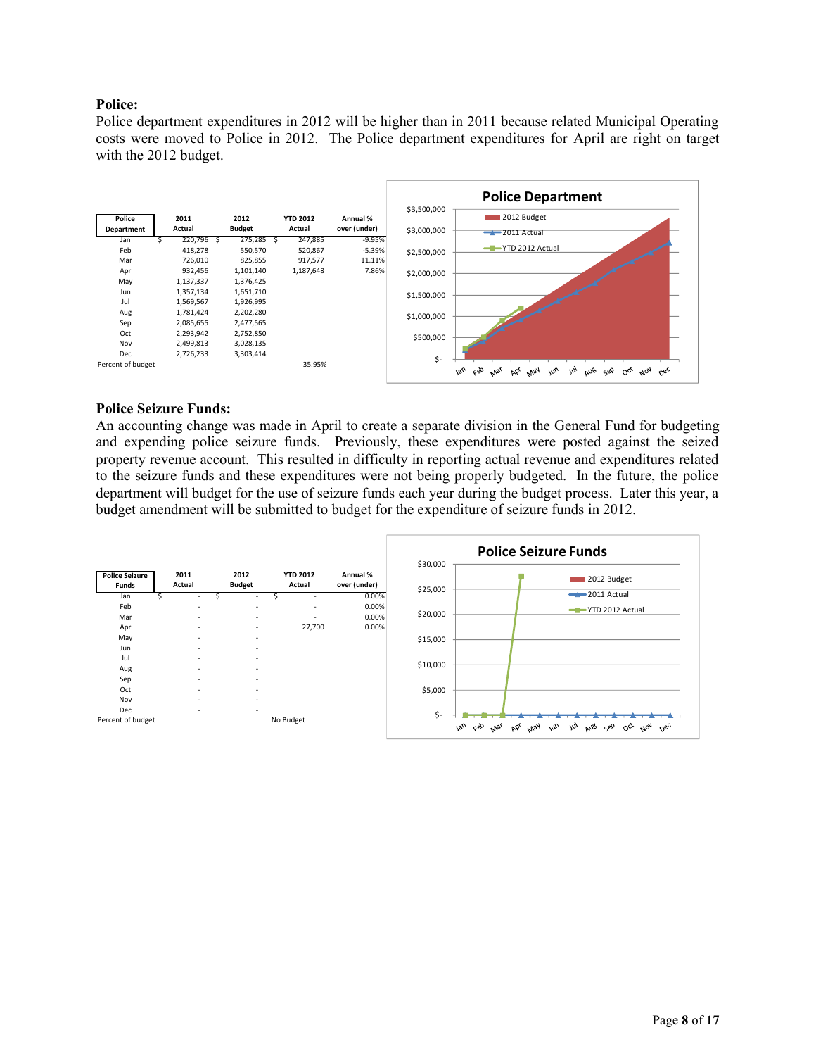## Police:

Police department expenditures in 2012 will be higher than in 2011 because related Municipal Operating costs were moved to Police in 2012. The Police department expenditures for April are right on target with the 2012 budget.

| Police Department | 2011 Actual | 2012 Budget | YTD 2012 Actual | Annual % over (under) |
|---|---|---|---|---|
| Jan | $ 220,796 | $ 275,285 | $ 247,885 | -9.95% |
| Feb | 418,278 | 550,570 | 520,867 | -5.39% |
| Mar | 726,010 | 825,855 | 917,577 | 11.11% |
| Apr | 932,456 | 1,101,140 | 1,187,648 | 7.86% |
| May | 1,137,337 | 1,376,425 | | |
| Jun | 1,357,134 | 1,651,710 | | |
| Jul | 1,569,567 | 1,926,995 | | |
| Aug | 1,781,424 | 2,202,280 | | |
| Sep | 2,085,655 | 2,477,565 | | |
| Oct | 2,293,942 | 2,752,850 | | |
| Nov | 2,499,813 | 3,028,135 | | |
| Dec | 2,726,233 | 3,303,414 | | |
| Percent of budget | | | 35.95% | |

## Police Seizure Funds:

An accounting change was made in April to create a separate division in the General Fund for budgeting and expending police seizure funds. Previously, these expenditures were posted against the seized property revenue account. This resulted in difficulty in reporting actual revenue and expenditures related to the seizure funds and these expenditures were not being properly budgeted. In the future, the police department will budget for the use of seizure funds each year during the budget process. Later this year, a budget amendment will be submitted to budget for the expenditure of seizure funds in 2012.

| Police Seizure Funds | 2011 Actual | 2012 Budget | YTD 2012 Actual | Annual % over (under) |
|---|---|---|---|---|
| Jan | $ - | $ - | $ - | 0.00% |
| Feb | - | - | - | 0.00% |
| Mar | - | - | - | 0.00% |
| Apr | - | - | 27,700 | 0.00% |
| May | - | - | | |
| Jun | - | - | | |
| Jul | - | - | | |
| Aug | - | - | | |
| Sep | - | - | | |
| Oct | - | - | | |
| Nov | - | - | | |
| Dec | - | - | | |
| Percent of budget | | | No Budget | |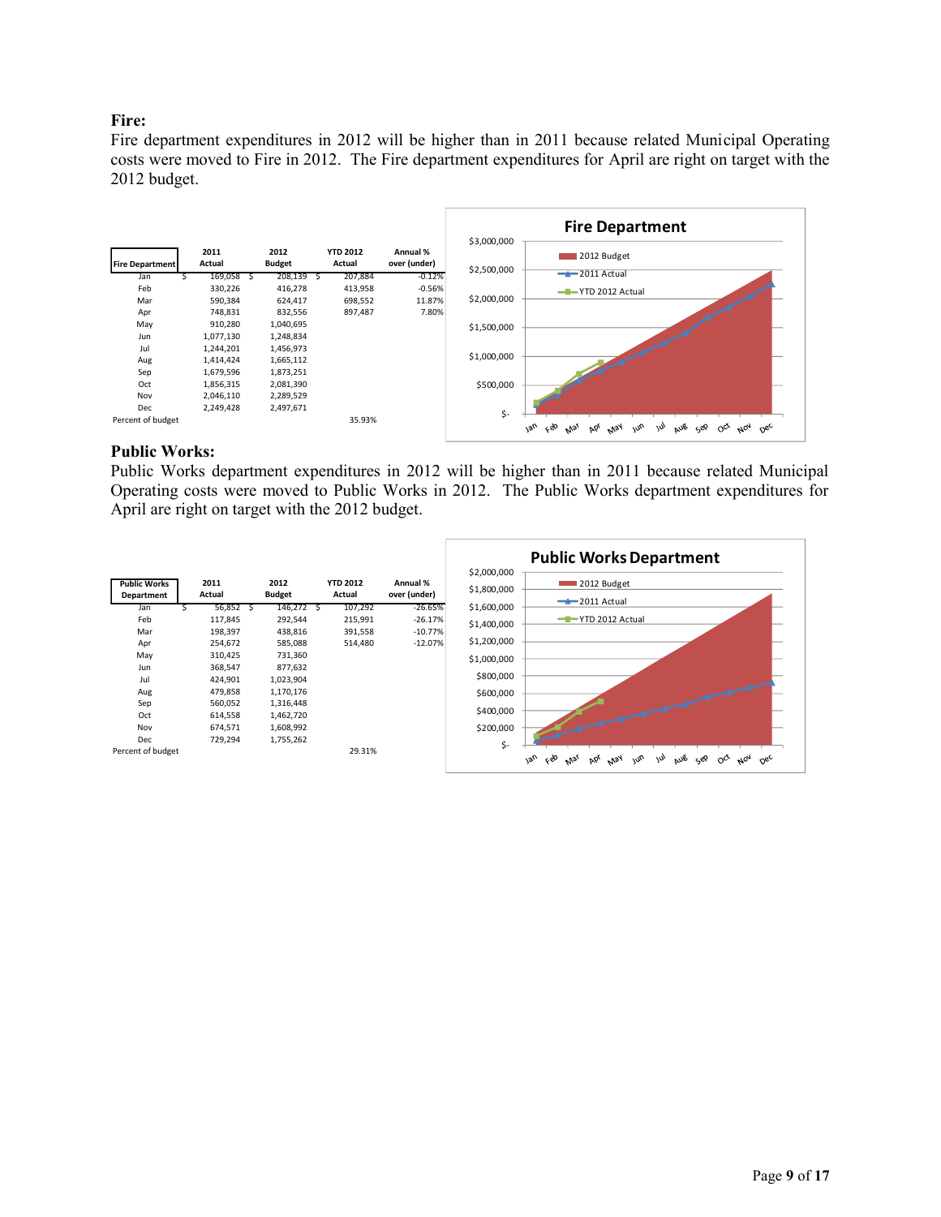**Fire:**

Fire department expenditures in 2012 will be higher than in 2011 because related Municipal Operating costs were moved to Fire in 2012. The Fire department expenditures for April are right on target with the 2012 budget.

| Fire Department | 2011 Actual | 2012 Budget | YTD 2012 Actual | Annual % over (under) |
|---|---|---|---|---|
| Jan | $ 169,058 | $ 208,139 | $ 207,884 | -0.12% |
| Feb | 330,226 | 416,278 | 413,958 | -0.56% |
| Mar | 590,384 | 624,417 | 698,552 | 11.87% |
| Apr | 748,831 | 832,556 | 897,487 | 7.80% |
| May | 910,280 | 1,040,695 | | |
| Jun | 1,077,130 | 1,248,834 | | |
| Jul | 1,244,201 | 1,456,973 | | |
| Aug | 1,414,424 | 1,665,112 | | |
| Sep | 1,679,596 | 1,873,251 | | |
| Oct | 1,856,315 | 2,081,390 | | |
| Nov | 2,046,110 | 2,289,529 | | |
| Dec | 2,249,428 | 2,497,671 | | |
| Percent of budget | | | 35.93% | |

**Public Works:**

Public Works department expenditures in 2012 will be higher than in 2011 because related Municipal Operating costs were moved to Public Works in 2012. The Public Works department expenditures for April are right on target with the 2012 budget.

| Public Works Department | 2011 Actual | 2012 Budget | YTD 2012 Actual | Annual % over (under) |
|---|---|---|---|---|
| Jan | $ 56,852 | $ 146,272 | $ 107,292 | -26.65% |
| Feb | 117,845 | 292,544 | 215,991 | -26.17% |
| Mar | 198,397 | 438,816 | 391,558 | -10.77% |
| Apr | 254,672 | 585,088 | 514,480 | -12.07% |
| May | 310,425 | 731,360 | | |
| Jun | 368,547 | 877,632 | | |
| Jul | 424,901 | 1,023,904 | | |
| Aug | 479,858 | 1,170,176 | | |
| Sep | 560,052 | 1,316,448 | | |
| Oct | 614,558 | 1,462,720 | | |
| Nov | 674,571 | 1,608,992 | | |
| Dec | 729,294 | 1,755,262 | | |
| Percent of budget | | | 29.31% | |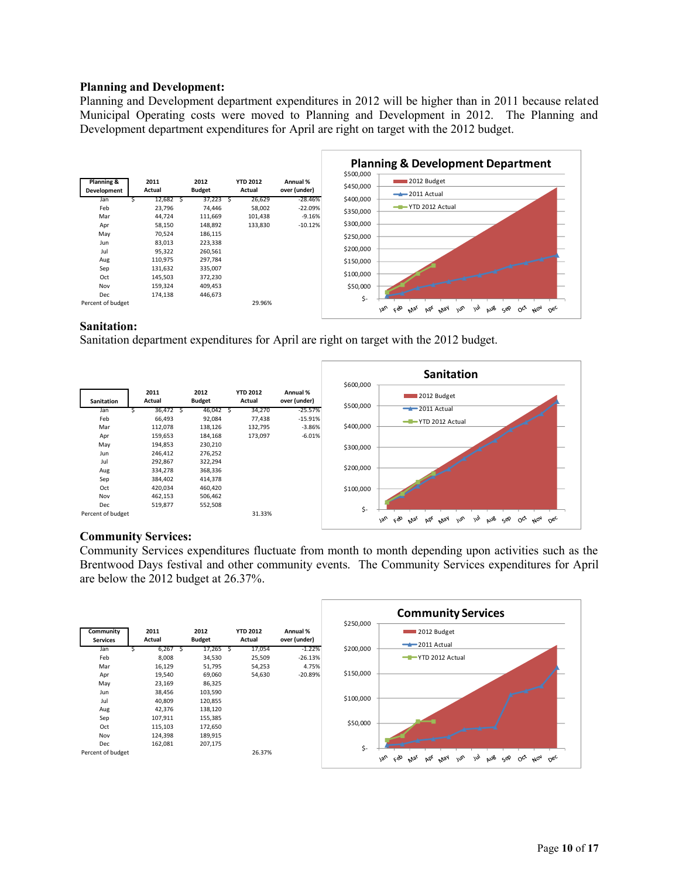**Planning and Development:**

Planning and Development department expenditures in 2012 will be higher than in 2011 because related Municipal Operating costs were moved to Planning and Development in 2012. The Planning and Development department expenditures for April are right on target with the 2012 budget.

| Planning & Development | 2011 Actual | 2012 Budget | YTD 2012 Actual | Annual % over (under) |
|---|---|---|---|---|
| Jan | $ 12,682 | $ 37,223 | $ 26,629 | -28.46% |
| Feb | 23,796 | 74,446 | 58,002 | -22.09% |
| Mar | 44,724 | 111,669 | 101,438 | -9.16% |
| Apr | 58,150 | 148,892 | 133,830 | -10.12% |
| May | 70,524 | 186,115 | | |
| Jun | 83,013 | 223,338 | | |
| Jul | 95,322 | 260,561 | | |
| Aug | 110,975 | 297,784 | | |
| Sep | 131,632 | 335,007 | | |
| Oct | 145,503 | 372,230 | | |
| Nov | 159,324 | 409,453 | | |
| Dec | 174,138 | 446,673 | | |
| Percent of budget | | | 29.96% | |

**Sanitation:**

Sanitation department expenditures for April are right on target with the 2012 budget.

| Sanitation | 2011 Actual | 2012 Budget | YTD 2012 Actual | Annual % over (under) |
|---|---|---|---|---|
| Jan | $ 36,472 | $ 46,042 | $ 34,270 | -25.57% |
| Feb | 66,493 | 92,084 | 77,438 | -15.91% |
| Mar | 112,078 | 138,126 | 132,795 | -3.86% |
| Apr | 159,653 | 184,168 | 173,097 | -6.01% |
| May | 194,853 | 230,210 | | |
| Jun | 246,412 | 276,252 | | |
| Jul | 292,867 | 322,294 | | |
| Aug | 334,278 | 368,336 | | |
| Sep | 384,402 | 414,378 | | |
| Oct | 420,034 | 460,420 | | |
| Nov | 462,153 | 506,462 | | |
| Dec | 519,877 | 552,508 | | |
| Percent of budget | | | 31.33% | |

**Community Services:**

Community Services expenditures fluctuate from month to month depending upon activities such as the Brentwood Days festival and other community events. The Community Services expenditures for April are below the 2012 budget at 26.37%.

| Community Services | 2011 Actual | 2012 Budget | YTD 2012 Actual | Annual % over (under) |
|---|---|---|---|---|
| Jan | $ 6,267 | $ 17,265 | $ 17,054 | -1.22% |
| Feb | 8,008 | 34,530 | 25,509 | -26.13% |
| Mar | 16,129 | 51,795 | 54,253 | 4.75% |
| Apr | 19,540 | 69,060 | 54,630 | -20.89% |
| May | 23,169 | 86,325 | | |
| Jun | 38,456 | 103,590 | | |
| Jul | 40,809 | 120,855 | | |
| Aug | 42,376 | 138,120 | | |
| Sep | 107,911 | 155,385 | | |
| Oct | 115,103 | 172,650 | | |
| Nov | 124,398 | 189,915 | | |
| Dec | 162,081 | 207,175 | | |
| Percent of budget | | | 26.37% | |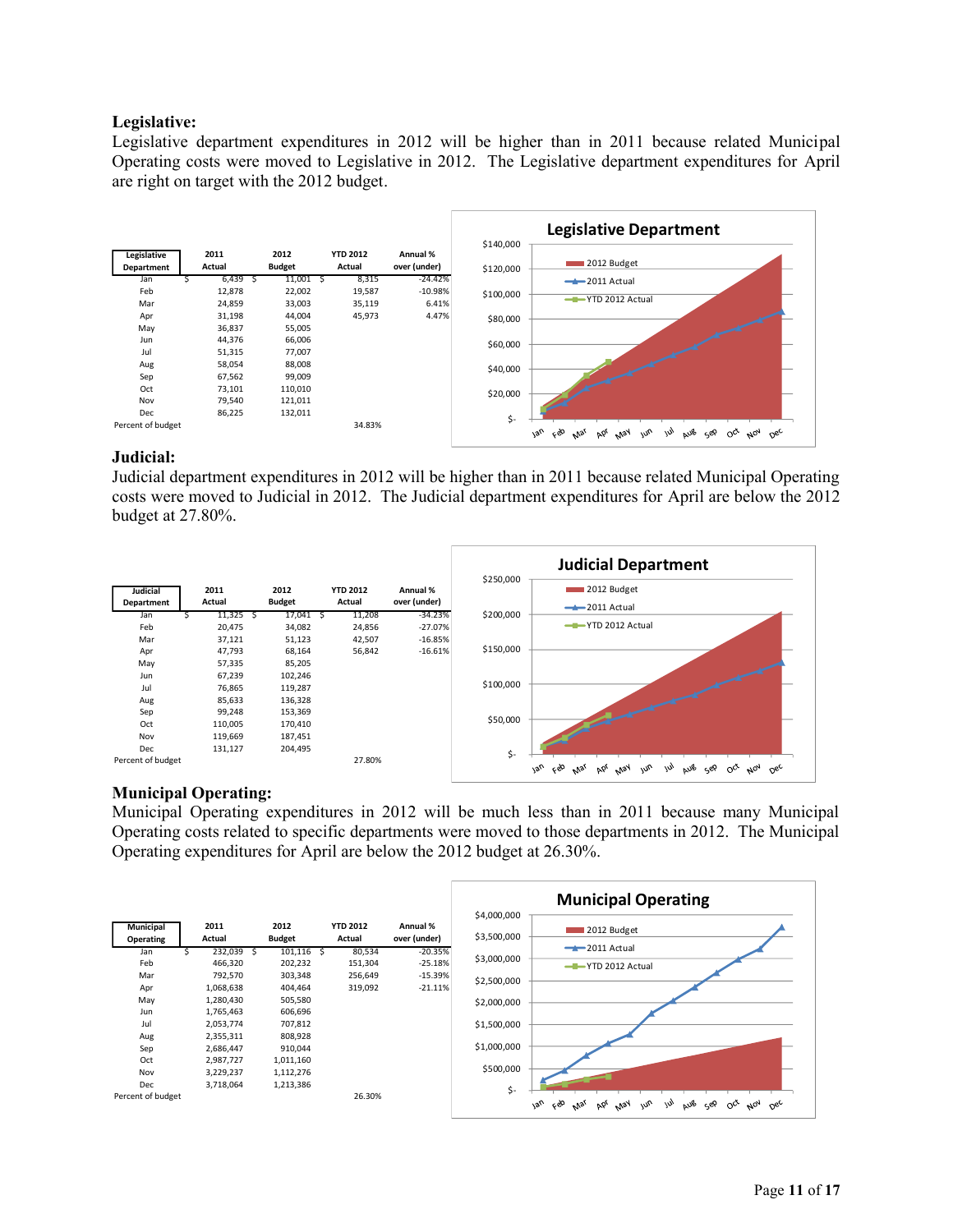### Legislative:

Legislative department expenditures in 2012 will be higher than in 2011 because related Municipal Operating costs were moved to Legislative in 2012. The Legislative department expenditures for April are right on target with the 2012 budget.

| Legislative Department | 2011 Actual | 2012 Budget | YTD 2012 Actual | Annual % over (under) |
|---|---|---|---|---|
| Jan | $ 6,439 | $ 11,001 | $ 8,315 | -24.42% |
| Feb | 12,878 | 22,002 | 19,587 | -10.98% |
| Mar | 24,859 | 33,003 | 35,119 | 6.41% |
| Apr | 31,198 | 44,004 | 45,973 | 4.47% |
| May | 36,837 | 55,005 | | |
| Jun | 44,376 | 66,006 | | |
| Jul | 51,315 | 77,007 | | |
| Aug | 58,054 | 88,008 | | |
| Sep | 67,562 | 99,009 | | |
| Oct | 73,101 | 110,010 | | |
| Nov | 79,540 | 121,011 | | |
| Dec | 86,225 | 132,011 | | |
| Percent of budget | | | 34.83% | |

### Judicial:

Judicial department expenditures in 2012 will be higher than in 2011 because related Municipal Operating costs were moved to Judicial in 2012. The Judicial department expenditures for April are below the 2012 budget at 27.80%.

| Judicial Department | 2011 Actual | 2012 Budget | YTD 2012 Actual | Annual % over (under) |
|---|---|---|---|---|
| Jan | $ 11,325 | $ 17,041 | $ 11,208 | -34.23% |
| Feb | 20,475 | 34,082 | 24,856 | -27.07% |
| Mar | 37,121 | 51,123 | 42,507 | -16.85% |
| Apr | 47,793 | 68,164 | 56,842 | -16.61% |
| May | 57,335 | 85,205 | | |
| Jun | 67,239 | 102,246 | | |
| Jul | 76,865 | 119,287 | | |
| Aug | 85,633 | 136,328 | | |
| Sep | 99,248 | 153,369 | | |
| Oct | 110,005 | 170,410 | | |
| Nov | 119,669 | 187,451 | | |
| Dec | 131,127 | 204,495 | | |
| Percent of budget | | | 27.80% | |

### Municipal Operating:

Municipal Operating expenditures in 2012 will be much less than in 2011 because many Municipal Operating costs related to specific departments were moved to those departments in 2012. The Municipal Operating expenditures for April are below the 2012 budget at 26.30%.

| Municipal Operating | 2011 Actual | 2012 Budget | YTD 2012 Actual | Annual % over (under) |
|---|---|---|---|---|
| Jan | $ 232,039 | $ 101,116 | $ 80,534 | -20.35% |
| Feb | 466,320 | 202,232 | 151,304 | -25.18% |
| Mar | 792,570 | 303,348 | 256,649 | -15.39% |
| Apr | 1,068,638 | 404,464 | 319,092 | -21.11% |
| May | 1,280,430 | 505,580 | | |
| Jun | 1,765,463 | 606,696 | | |
| Jul | 2,053,774 | 707,812 | | |
| Aug | 2,355,311 | 808,928 | | |
| Sep | 2,686,447 | 910,044 | | |
| Oct | 2,987,727 | 1,011,160 | | |
| Nov | 3,229,237 | 1,112,276 | | |
| Dec | 3,718,064 | 1,213,386 | | |
| Percent of budget | | | 26.30% | |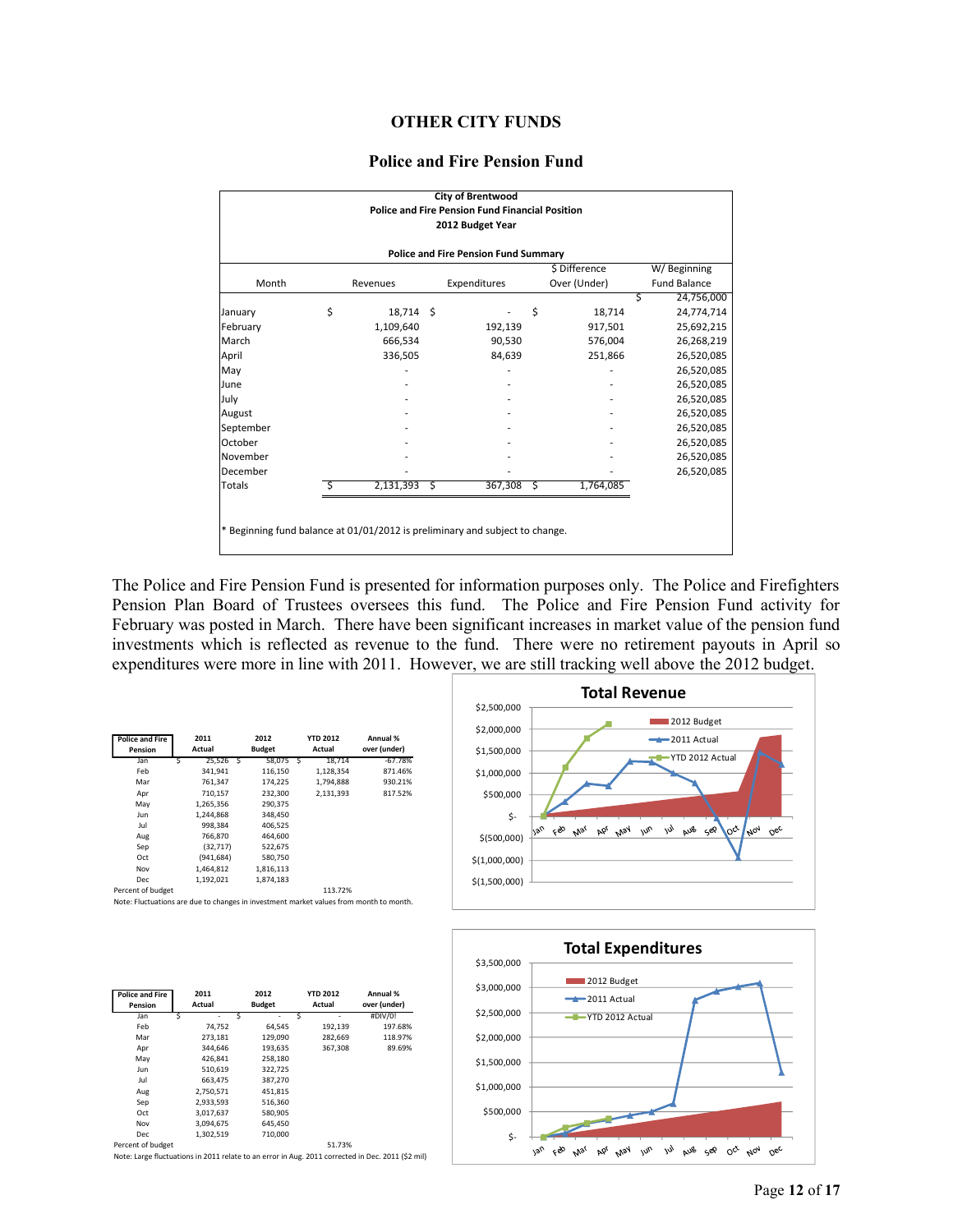# OTHER CITY FUNDS

## Police and Fire Pension Fund

**City of Brentwood**
**Police and Fire Pension Fund Financial Position**
**2012 Budget Year**

**Police and Fire Pension Fund Summary**

| Month | Revenues | Expenditures | $ Difference Over (Under) | W/ Beginning Fund Balance |
|---|---|---|---|---|
| | | | | $ 24,756,000 |
| January | $ 18,714 | $ - | $ 18,714 | 24,774,714 |
| February | 1,109,640 | 192,139 | 917,501 | 25,692,215 |
| March | 666,534 | 90,530 | 576,004 | 26,268,219 |
| April | 336,505 | 84,639 | 251,866 | 26,520,085 |
| May | - | - | - | 26,520,085 |
| June | - | - | - | 26,520,085 |
| July | - | - | - | 26,520,085 |
| August | - | - | - | 26,520,085 |
| September | - | - | - | 26,520,085 |
| October | - | - | - | 26,520,085 |
| November | - | - | - | 26,520,085 |
| December | - | - | - | 26,520,085 |
| Totals | $ 2,131,393 | $ 367,308 | $ 1,764,085 | |

\* Beginning fund balance at 01/01/2012 is preliminary and subject to change.

The Police and Fire Pension Fund is presented for information purposes only. The Police and Firefighters Pension Plan Board of Trustees oversees this fund. The Police and Fire Pension Fund activity for February was posted in March. There have been significant increases in market value of the pension fund investments which is reflected as revenue to the fund. There were no retirement payouts in April so expenditures were more in line with 2011. However, we are still tracking well above the 2012 budget.

| Police and Fire Pension | 2011 Actual | 2012 Budget | YTD 2012 Actual | Annual % over (under) |
|---|---|---|---|---|
| Jan | $ 25,526 | $ 58,075 | $ 18,714 | -67.78% |
| Feb | 341,941 | 116,150 | 1,128,354 | 871.46% |
| Mar | 761,347 | 174,225 | 1,794,888 | 930.21% |
| Apr | 710,157 | 232,300 | 2,131,393 | 817.52% |
| May | 1,265,356 | 290,375 | | |
| Jun | 1,244,868 | 348,450 | | |
| Jul | 998,384 | 406,525 | | |
| Aug | 766,870 | 464,600 | | |
| Sep | (32,717) | 522,675 | | |
| Oct | (941,684) | 580,750 | | |
| Nov | 1,464,812 | 1,816,113 | | |
| Dec | 1,192,021 | 1,874,183 | | |
| Percent of budget | | | 113.72% | |

Note: Fluctuations are due to changes in investment market values from month to month.

**Total Revenue** (chart: 2012 Budget, 2011 Actual, YTD 2012 Actual)

| Police and Fire Pension | 2011 Actual | 2012 Budget | YTD 2012 Actual | Annual % over (under) |
|---|---|---|---|---|
| Jan | $ - | $ - | $ - | #DIV/0! |
| Feb | 74,752 | 64,545 | 192,139 | 197.68% |
| Mar | 273,181 | 129,090 | 282,669 | 118.97% |
| Apr | 344,646 | 193,635 | 367,308 | 89.69% |
| May | 426,841 | 258,180 | | |
| Jun | 510,619 | 322,725 | | |
| Jul | 663,475 | 387,270 | | |
| Aug | 2,750,571 | 451,815 | | |
| Sep | 2,933,593 | 516,360 | | |
| Oct | 3,017,637 | 580,905 | | |
| Nov | 3,094,675 | 645,450 | | |
| Dec | 1,302,519 | 710,000 | | |
| Percent of budget | | | 51.73% | |

Note: Large fluctuations in 2011 relate to an error in Aug. 2011 corrected in Dec. 2011 ($2 mil)

**Total Expenditures** (chart: 2012 Budget, 2011 Actual, YTD 2012 Actual)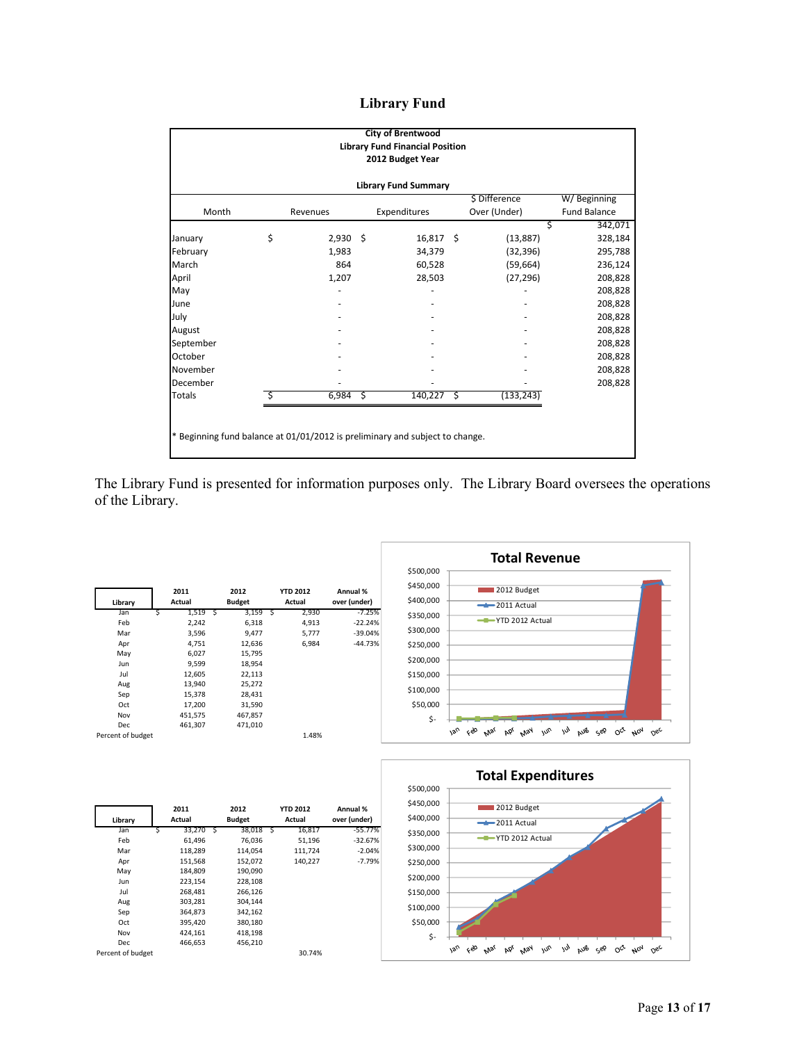# Library Fund

**City of Brentwood**
**Library Fund Financial Position**
**2012 Budget Year**

**Library Fund Summary**

| Month | Revenues | Expenditures | $ Difference Over (Under) | W/ Beginning Fund Balance |
|---|---|---|---|---|
| | | | | $ 342,071 |
| January | $ 2,930 | $ 16,817 | $ (13,887) | 328,184 |
| February | 1,983 | 34,379 | (32,396) | 295,788 |
| March | 864 | 60,528 | (59,664) | 236,124 |
| April | 1,207 | 28,503 | (27,296) | 208,828 |
| May | - | - | - | 208,828 |
| June | - | - | - | 208,828 |
| July | - | - | - | 208,828 |
| August | - | - | - | 208,828 |
| September | - | - | - | 208,828 |
| October | - | - | - | 208,828 |
| November | - | - | - | 208,828 |
| December | - | - | - | 208,828 |
| Totals | $ 6,984 | $ 140,227 | $ (133,243) | |

* Beginning fund balance at 01/01/2012 is preliminary and subject to change.

The Library Fund is presented for information purposes only. The Library Board oversees the operations of the Library.

| Library | 2011 Actual | 2012 Budget | YTD 2012 Actual | Annual % over (under) |
|---|---|---|---|---|
| Jan | $ 1,519 | $ 3,159 | $ 2,930 | -7.25% |
| Feb | 2,242 | 6,318 | 4,913 | -22.24% |
| Mar | 3,596 | 9,477 | 5,777 | -39.04% |
| Apr | 4,751 | 12,636 | 6,984 | -44.73% |
| May | 6,027 | 15,795 | | |
| Jun | 9,599 | 18,954 | | |
| Jul | 12,605 | 22,113 | | |
| Aug | 13,940 | 25,272 | | |
| Sep | 15,378 | 28,431 | | |
| Oct | 17,200 | 31,590 | | |
| Nov | 451,575 | 467,857 | | |
| Dec | 461,307 | 471,010 | | |
| Percent of budget | | | 1.48% | |

**Total Revenue**

| Library | 2011 Actual | 2012 Budget | YTD 2012 Actual | Annual % over (under) |
|---|---|---|---|---|
| Jan | $ 33,270 | $ 38,018 | $ 16,817 | -55.77% |
| Feb | 61,496 | 76,036 | 51,196 | -32.67% |
| Mar | 118,289 | 114,054 | 111,724 | -2.04% |
| Apr | 151,568 | 152,072 | 140,227 | -7.79% |
| May | 184,809 | 190,090 | | |
| Jun | 223,154 | 228,108 | | |
| Jul | 268,481 | 266,126 | | |
| Aug | 303,281 | 304,144 | | |
| Sep | 364,873 | 342,162 | | |
| Oct | 395,420 | 380,180 | | |
| Nov | 424,161 | 418,198 | | |
| Dec | 466,653 | 456,210 | | |
| Percent of budget | | | 30.74% | |

**Total Expenditures**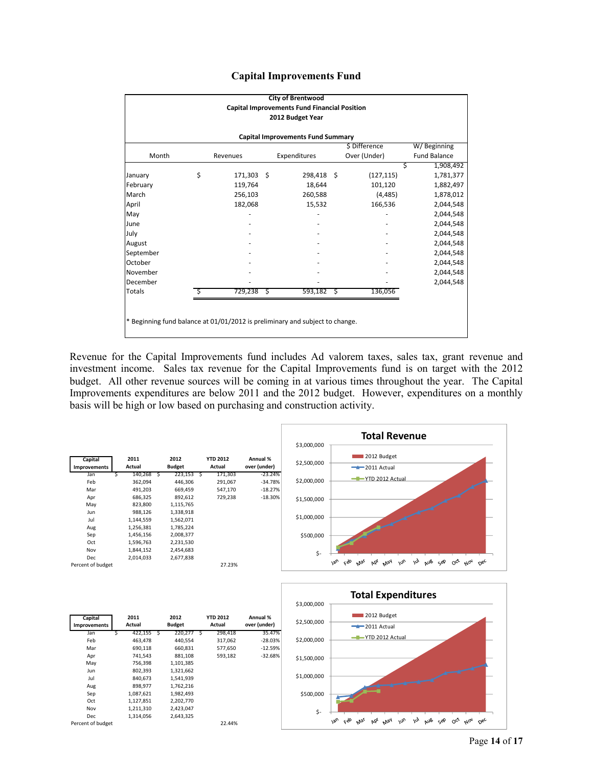# Capital Improvements Fund

**City of Brentwood**
**Capital Improvements Fund Financial Position**
**2012 Budget Year**

**Capital Improvements Fund Summary**

| Month | Revenues | Expenditures | $ Difference Over (Under) | W/ Beginning Fund Balance |
|---|---|---|---|---|
| | | | | $ 1,908,492 |
| January | $ 171,303 | $ 298,418 | $ (127,115) | 1,781,377 |
| February | 119,764 | 18,644 | 101,120 | 1,882,497 |
| March | 256,103 | 260,588 | (4,485) | 1,878,012 |
| April | 182,068 | 15,532 | 166,536 | 2,044,548 |
| May | - | - | - | 2,044,548 |
| June | - | - | - | 2,044,548 |
| July | - | - | - | 2,044,548 |
| August | - | - | - | 2,044,548 |
| September | - | - | - | 2,044,548 |
| October | - | - | - | 2,044,548 |
| November | - | - | - | 2,044,548 |
| December | - | - | - | 2,044,548 |
| Totals | $ 729,238 | $ 593,182 | $ 136,056 | |

* Beginning fund balance at 01/01/2012 is preliminary and subject to change.

Revenue for the Capital Improvements fund includes Ad valorem taxes, sales tax, grant revenue and investment income. Sales tax revenue for the Capital Improvements fund is on target with the 2012 budget. All other revenue sources will be coming in at various times throughout the year. The Capital Improvements expenditures are below 2011 and the 2012 budget. However, expenditures on a monthly basis will be high or low based on purchasing and construction activity.

| Capital Improvements | 2011 Actual | 2012 Budget | YTD 2012 Actual | Annual % over (under) |
|---|---|---|---|---|
| Jan | $ 140,268 | $ 223,153 | $ 171,303 | -23.24% |
| Feb | 362,094 | 446,306 | 291,067 | -34.78% |
| Mar | 491,203 | 669,459 | 547,170 | -18.27% |
| Apr | 686,325 | 892,612 | 729,238 | -18.30% |
| May | 823,800 | 1,115,765 | | |
| Jun | 988,126 | 1,338,918 | | |
| Jul | 1,144,559 | 1,562,071 | | |
| Aug | 1,256,381 | 1,785,224 | | |
| Sep | 1,456,156 | 2,008,377 | | |
| Oct | 1,596,763 | 2,231,530 | | |
| Nov | 1,844,152 | 2,454,683 | | |
| Dec | 2,014,033 | 2,677,838 | | |
| Percent of budget | | | 27.23% | |

**Total Revenue**

| Capital Improvements | 2011 Actual | 2012 Budget | YTD 2012 Actual | Annual % over (under) |
|---|---|---|---|---|
| Jan | $ 422,155 | $ 220,277 | $ 298,418 | 35.47% |
| Feb | 463,478 | 440,554 | 317,062 | -28.03% |
| Mar | 690,118 | 660,831 | 577,650 | -12.59% |
| Apr | 741,543 | 881,108 | 593,182 | -32.68% |
| May | 756,398 | 1,101,385 | | |
| Jun | 802,393 | 1,321,662 | | |
| Jul | 840,673 | 1,541,939 | | |
| Aug | 898,977 | 1,762,216 | | |
| Sep | 1,087,621 | 1,982,493 | | |
| Oct | 1,127,851 | 2,202,770 | | |
| Nov | 1,211,310 | 2,423,047 | | |
| Dec | 1,314,056 | 2,643,325 | | |
| Percent of budget | | | 22.44% | |

**Total Expenditures**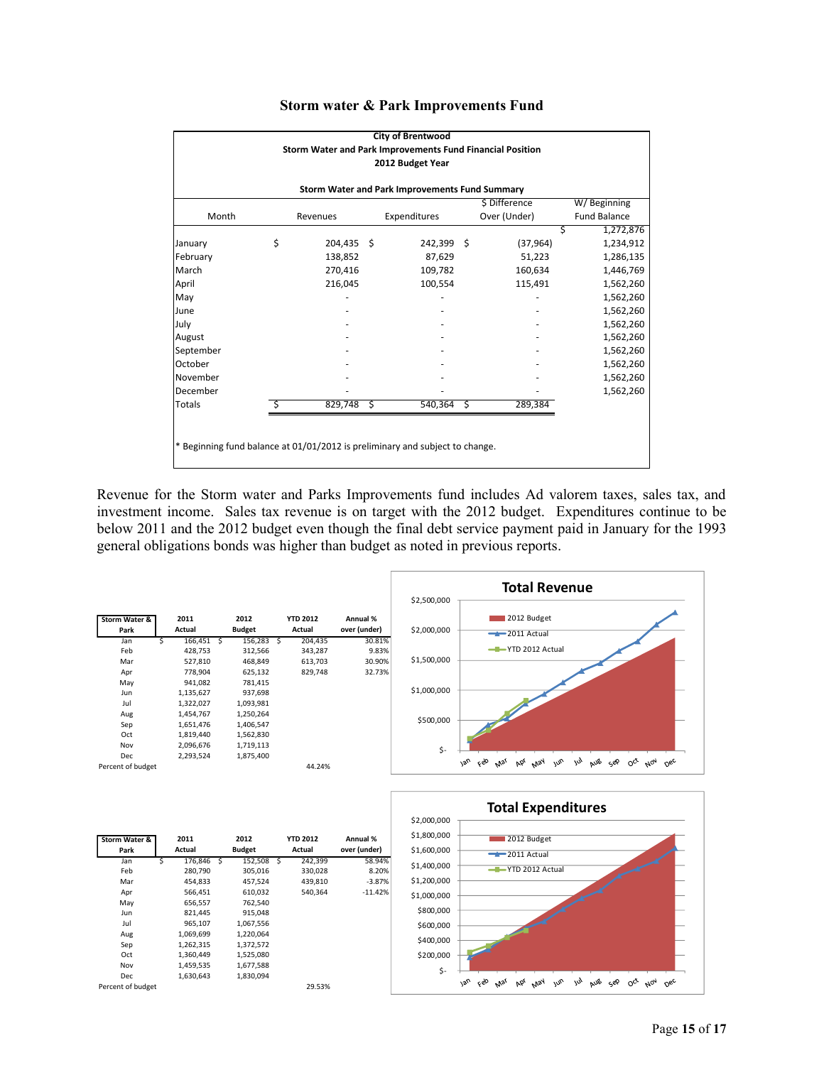# Storm water & Park Improvements Fund

**City of Brentwood**
**Storm Water and Park Improvements Fund Financial Position**
**2012 Budget Year**

**Storm Water and Park Improvements Fund Summary**

| Month | Revenues | Expenditures | $ Difference Over (Under) | W/ Beginning Fund Balance |
|---|---|---|---|---|
| | | | | $ 1,272,876 |
| January | $ 204,435 | $ 242,399 | $ (37,964) | 1,234,912 |
| February | 138,852 | 87,629 | 51,223 | 1,286,135 |
| March | 270,416 | 109,782 | 160,634 | 1,446,769 |
| April | 216,045 | 100,554 | 115,491 | 1,562,260 |
| May | - | - | - | 1,562,260 |
| June | - | - | - | 1,562,260 |
| July | - | - | - | 1,562,260 |
| August | - | - | - | 1,562,260 |
| September | - | - | - | 1,562,260 |
| October | - | - | - | 1,562,260 |
| November | - | - | - | 1,562,260 |
| December | - | - | - | 1,562,260 |
| Totals | $ 829,748 | $ 540,364 | $ 289,384 | |

* Beginning fund balance at 01/01/2012 is preliminary and subject to change.

Revenue for the Storm water and Parks Improvements fund includes Ad valorem taxes, sales tax, and investment income. Sales tax revenue is on target with the 2012 budget. Expenditures continue to be below 2011 and the 2012 budget even though the final debt service payment paid in January for the 1993 general obligations bonds was higher than budget as noted in previous reports.

| Storm Water & Park | 2011 Actual | 2012 Budget | YTD 2012 Actual | Annual % over (under) |
|---|---|---|---|---|
| Jan | $ 166,451 | $ 156,283 | $ 204,435 | 30.81% |
| Feb | 428,753 | 312,566 | 343,287 | 9.83% |
| Mar | 527,810 | 468,849 | 613,703 | 30.90% |
| Apr | 778,904 | 625,132 | 829,748 | 32.73% |
| May | 941,082 | 781,415 | | |
| Jun | 1,135,627 | 937,698 | | |
| Jul | 1,322,027 | 1,093,981 | | |
| Aug | 1,454,767 | 1,250,264 | | |
| Sep | 1,651,476 | 1,406,547 | | |
| Oct | 1,819,440 | 1,562,830 | | |
| Nov | 2,096,676 | 1,719,113 | | |
| Dec | 2,293,524 | 1,875,400 | | |
| Percent of budget | | | 44.24% | |

**Total Revenue**

| Storm Water & Park | 2011 Actual | 2012 Budget | YTD 2012 Actual | Annual % over (under) |
|---|---|---|---|---|
| Jan | $ 176,846 | $ 152,508 | $ 242,399 | 58.94% |
| Feb | 280,790 | 305,016 | 330,028 | 8.20% |
| Mar | 454,833 | 457,524 | 439,810 | -3.87% |
| Apr | 566,451 | 610,032 | 540,364 | -11.42% |
| May | 656,557 | 762,540 | | |
| Jun | 821,445 | 915,048 | | |
| Jul | 965,107 | 1,067,556 | | |
| Aug | 1,069,699 | 1,220,064 | | |
| Sep | 1,262,315 | 1,372,572 | | |
| Oct | 1,360,449 | 1,525,080 | | |
| Nov | 1,459,535 | 1,677,588 | | |
| Dec | 1,630,643 | 1,830,094 | | |
| Percent of budget | | | 29.53% | |

**Total Expenditures**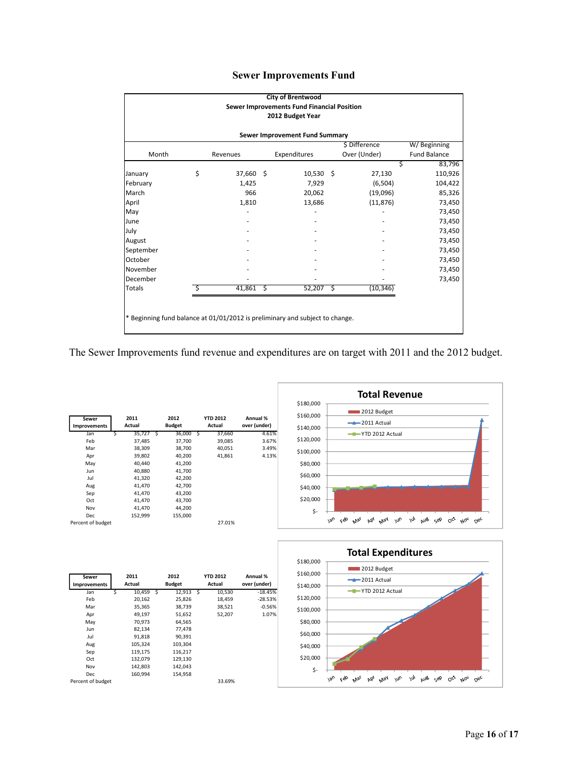# Sewer Improvements Fund

**City of Brentwood**
**Sewer Improvements Fund Financial Position**
**2012 Budget Year**

**Sewer Improvement Fund Summary**

| Month | Revenues | Expenditures | $ Difference Over (Under) | W/ Beginning Fund Balance |
|---|---|---|---|---|
| | | | | $ 83,796 |
| January | $ 37,660 | $ 10,530 | $ 27,130 | 110,926 |
| February | 1,425 | 7,929 | (6,504) | 104,422 |
| March | 966 | 20,062 | (19,096) | 85,326 |
| April | 1,810 | 13,686 | (11,876) | 73,450 |
| May | - | - | - | 73,450 |
| June | - | - | - | 73,450 |
| July | - | - | - | 73,450 |
| August | - | - | - | 73,450 |
| September | - | - | - | 73,450 |
| October | - | - | - | 73,450 |
| November | - | - | - | 73,450 |
| December | - | - | - | 73,450 |
| Totals | $ 41,861 | $ 52,207 | $ (10,346) | |

\* Beginning fund balance at 01/01/2012 is preliminary and subject to change.

The Sewer Improvements fund revenue and expenditures are on target with 2011 and the 2012 budget.

| Sewer Improvements | 2011 Actual | 2012 Budget | YTD 2012 Actual | Annual % over (under) |
|---|---|---|---|---|
| Jan | $ 35,727 | $ 36,000 | $ 37,660 | 4.61% |
| Feb | 37,485 | 37,700 | 39,085 | 3.67% |
| Mar | 38,309 | 38,700 | 40,051 | 3.49% |
| Apr | 39,802 | 40,200 | 41,861 | 4.13% |
| May | 40,440 | 41,200 | | |
| Jun | 40,880 | 41,700 | | |
| Jul | 41,320 | 42,200 | | |
| Aug | 41,470 | 42,700 | | |
| Sep | 41,470 | 43,200 | | |
| Oct | 41,470 | 43,700 | | |
| Nov | 41,470 | 44,200 | | |
| Dec | 152,999 | 155,000 | | |
| Percent of budget | | | 27.01% | |

**Total Revenue**

| Sewer Improvements | 2011 Actual | 2012 Budget | YTD 2012 Actual | Annual % over (under) |
|---|---|---|---|---|
| Jan | $ 10,459 | $ 12,913 | $ 10,530 | -18.45% |
| Feb | 20,162 | 25,826 | 18,459 | -28.53% |
| Mar | 35,365 | 38,739 | 38,521 | -0.56% |
| Apr | 49,197 | 51,652 | 52,207 | 1.07% |
| May | 70,973 | 64,565 | | |
| Jun | 82,134 | 77,478 | | |
| Jul | 91,818 | 90,391 | | |
| Aug | 105,324 | 103,304 | | |
| Sep | 119,175 | 116,217 | | |
| Oct | 132,079 | 129,130 | | |
| Nov | 142,803 | 142,043 | | |
| Dec | 160,994 | 154,958 | | |
| Percent of budget | | | 33.69% | |

**Total Expenditures**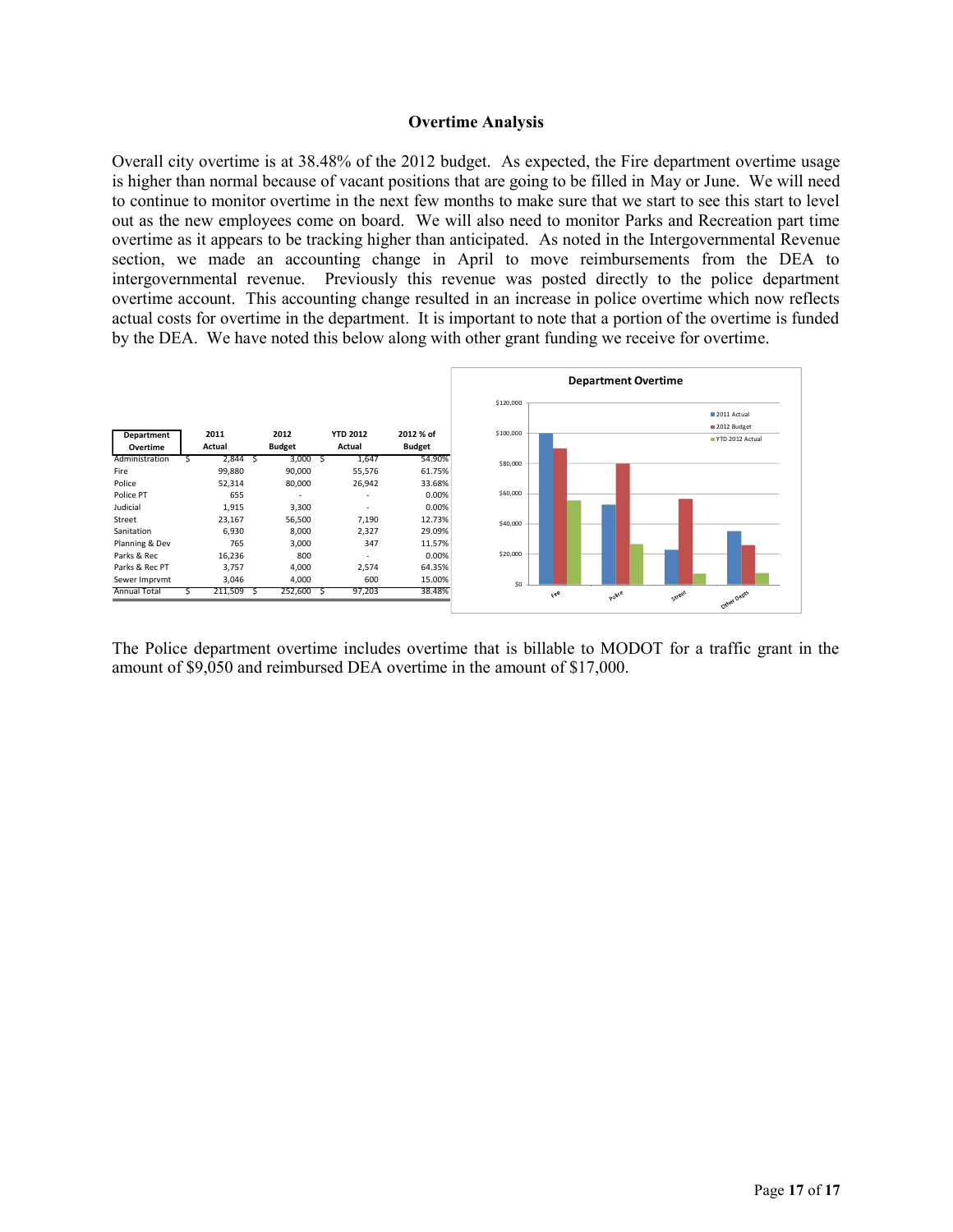## Overtime Analysis

Overall city overtime is at 38.48% of the 2012 budget. As expected, the Fire department overtime usage is higher than normal because of vacant positions that are going to be filled in May or June. We will need to continue to monitor overtime in the next few months to make sure that we start to see this start to level out as the new employees come on board. We will also need to monitor Parks and Recreation part time overtime as it appears to be tracking higher than anticipated. As noted in the Intergovernmental Revenue section, we made an accounting change in April to move reimbursements from the DEA to intergovernmental revenue. Previously this revenue was posted directly to the police department overtime account. This accounting change resulted in an increase in police overtime which now reflects actual costs for overtime in the department. It is important to note that a portion of the overtime is funded by the DEA. We have noted this below along with other grant funding we receive for overtime.

| Department Overtime | 2011 Actual | 2012 Budget | YTD 2012 Actual | 2012 % of Budget |
|---|---|---|---|---|
| Administration | $ 2,844 | $ 3,000 | $ 1,647 | 54.90% |
| Fire | 99,880 | 90,000 | 55,576 | 61.75% |
| Police | 52,314 | 80,000 | 26,942 | 33.68% |
| Police PT | 655 | - | - | 0.00% |
| Judicial | 1,915 | 3,300 | - | 0.00% |
| Street | 23,167 | 56,500 | 7,190 | 12.73% |
| Sanitation | 6,930 | 8,000 | 2,327 | 29.09% |
| Planning & Dev | 765 | 3,000 | 347 | 11.57% |
| Parks & Rec | 16,236 | 800 | - | 0.00% |
| Parks & Rec PT | 3,757 | 4,000 | 2,574 | 64.35% |
| Sewer Imprvmt | 3,046 | 4,000 | 600 | 15.00% |
| Annual Total | $ 211,509 | $ 252,600 | $ 97,203 | 38.48% |

Department Overtime

$120,000
$100,000
$80,000
$60,000
$40,000
$20,000
$0

2011 Actual
2012 Budget
YTD 2012 Actual

Fire
Police
Street
Other Depts

The Police department overtime includes overtime that is billable to MODOT for a traffic grant in the amount of $9,050 and reimbursed DEA overtime in the amount of $17,000.